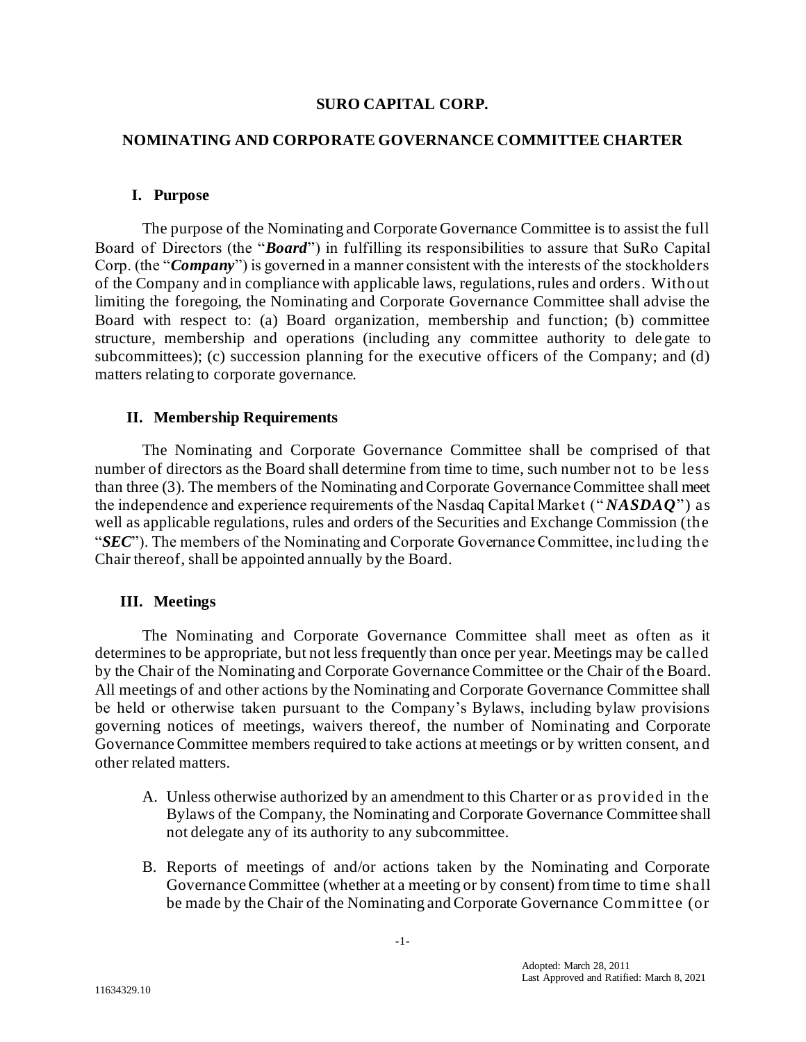# SURO CAPITAL CORP.

## NOMINATING AND CORPORATE GOVERNANCE COMMITTEE CHARTER

### I. Purpose

The purpose of the Nominating and Corporate Governance Committee is to assist the full Board of Directors (the "***Board***") in fulfilling its responsibilities to assure that SuRo Capital Corp. (the "***Company***") is governed in a manner consistent with the interests of the stockholders of the Company and in compliance with applicable laws, regulations, rules and orders. Without limiting the foregoing, the Nominating and Corporate Governance Committee shall advise the Board with respect to: (a) Board organization, membership and function; (b) committee structure, membership and operations (including any committee authority to delegate to subcommittees); (c) succession planning for the executive officers of the Company; and (d) matters relating to corporate governance.

### II. Membership Requirements

The Nominating and Corporate Governance Committee shall be comprised of that number of directors as the Board shall determine from time to time, such number not to be less than three (3). The members of the Nominating and Corporate Governance Committee shall meet the independence and experience requirements of the Nasdaq Capital Market ("***NASDAQ***") as well as applicable regulations, rules and orders of the Securities and Exchange Commission (the "***SEC***"). The members of the Nominating and Corporate Governance Committee, including the Chair thereof, shall be appointed annually by the Board.

### III. Meetings

The Nominating and Corporate Governance Committee shall meet as often as it determines to be appropriate, but not less frequently than once per year. Meetings may be called by the Chair of the Nominating and Corporate Governance Committee or the Chair of the Board. All meetings of and other actions by the Nominating and Corporate Governance Committee shall be held or otherwise taken pursuant to the Company's Bylaws, including bylaw provisions governing notices of meetings, waivers thereof, the number of Nominating and Corporate Governance Committee members required to take actions at meetings or by written consent, and other related matters.

A. Unless otherwise authorized by an amendment to this Charter or as provided in the Bylaws of the Company, the Nominating and Corporate Governance Committee shall not delegate any of its authority to any subcommittee.

B. Reports of meetings of and/or actions taken by the Nominating and Corporate Governance Committee (whether at a meeting or by consent) from time to time shall be made by the Chair of the Nominating and Corporate Governance Committee (or

Adopted: March 28, 2011
Last Approved and Ratified: March 8, 2021

11634329.10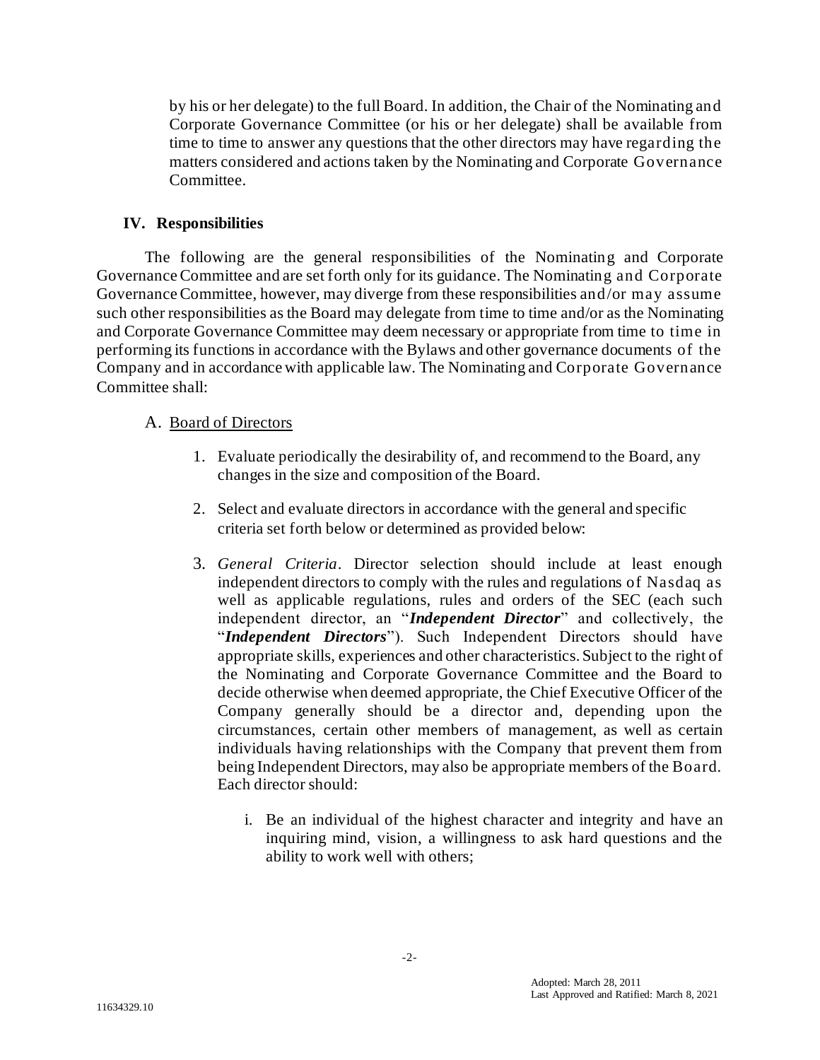by his or her delegate) to the full Board. In addition, the Chair of the Nominating and Corporate Governance Committee (or his or her delegate) shall be available from time to time to answer any questions that the other directors may have regarding the matters considered and actions taken by the Nominating and Corporate Governance Committee.

## IV. Responsibilities

The following are the general responsibilities of the Nominating and Corporate Governance Committee and are set forth only for its guidance. The Nominating and Corporate Governance Committee, however, may diverge from these responsibilities and/or may assume such other responsibilities as the Board may delegate from time to time and/or as the Nominating and Corporate Governance Committee may deem necessary or appropriate from time to time in performing its functions in accordance with the Bylaws and other governance documents of the Company and in accordance with applicable law. The Nominating and Corporate Governance Committee shall:

### A. Board of Directors

1. Evaluate periodically the desirability of, and recommend to the Board, any changes in the size and composition of the Board.

2. Select and evaluate directors in accordance with the general and specific criteria set forth below or determined as provided below:

3. *General Criteria*. Director selection should include at least enough independent directors to comply with the rules and regulations of Nasdaq as well as applicable regulations, rules and orders of the SEC (each such independent director, an "***Independent Director***" and collectively, the "***Independent Directors***"). Such Independent Directors should have appropriate skills, experiences and other characteristics. Subject to the right of the Nominating and Corporate Governance Committee and the Board to decide otherwise when deemed appropriate, the Chief Executive Officer of the Company generally should be a director and, depending upon the circumstances, certain other members of management, as well as certain individuals having relationships with the Company that prevent them from being Independent Directors, may also be appropriate members of the Board. Each director should:

   i. Be an individual of the highest character and integrity and have an inquiring mind, vision, a willingness to ask hard questions and the ability to work well with others;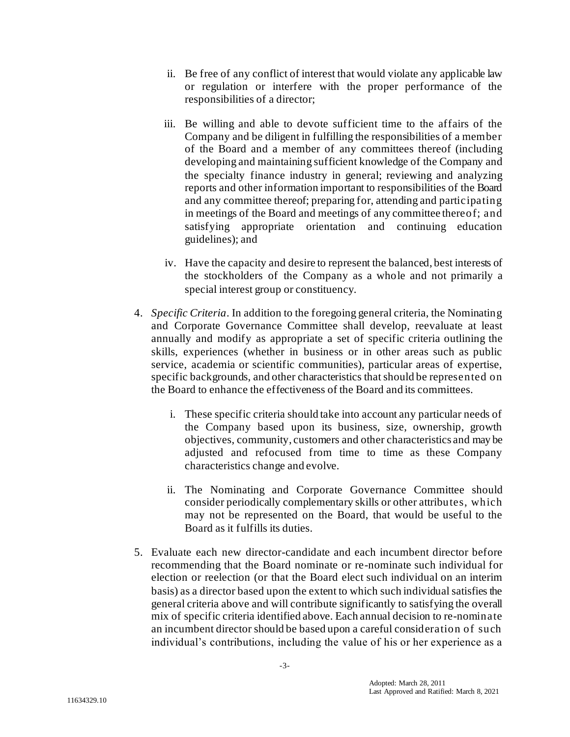ii. Be free of any conflict of interest that would violate any applicable law or regulation or interfere with the proper performance of the responsibilities of a director;

iii. Be willing and able to devote sufficient time to the affairs of the Company and be diligent in fulfilling the responsibilities of a member of the Board and a member of any committees thereof (including developing and maintaining sufficient knowledge of the Company and the specialty finance industry in general; reviewing and analyzing reports and other information important to responsibilities of the Board and any committee thereof; preparing for, attending and participating in meetings of the Board and meetings of any committee thereof; and satisfying appropriate orientation and continuing education guidelines); and

iv. Have the capacity and desire to represent the balanced, best interests of the stockholders of the Company as a whole and not primarily a special interest group or constituency.

4. *Specific Criteria*. In addition to the foregoing general criteria, the Nominating and Corporate Governance Committee shall develop, reevaluate at least annually and modify as appropriate a set of specific criteria outlining the skills, experiences (whether in business or in other areas such as public service, academia or scientific communities), particular areas of expertise, specific backgrounds, and other characteristics that should be represented on the Board to enhance the effectiveness of the Board and its committees.

   i. These specific criteria should take into account any particular needs of the Company based upon its business, size, ownership, growth objectives, community, customers and other characteristics and may be adjusted and refocused from time to time as these Company characteristics change and evolve.

   ii. The Nominating and Corporate Governance Committee should consider periodically complementary skills or other attributes, which may not be represented on the Board, that would be useful to the Board as it fulfills its duties.

5. Evaluate each new director-candidate and each incumbent director before recommending that the Board nominate or re-nominate such individual for election or reelection (or that the Board elect such individual on an interim basis) as a director based upon the extent to which such individual satisfies the general criteria above and will contribute significantly to satisfying the overall mix of specific criteria identified above. Each annual decision to re-nominate an incumbent director should be based upon a careful consideration of such individual's contributions, including the value of his or her experience as a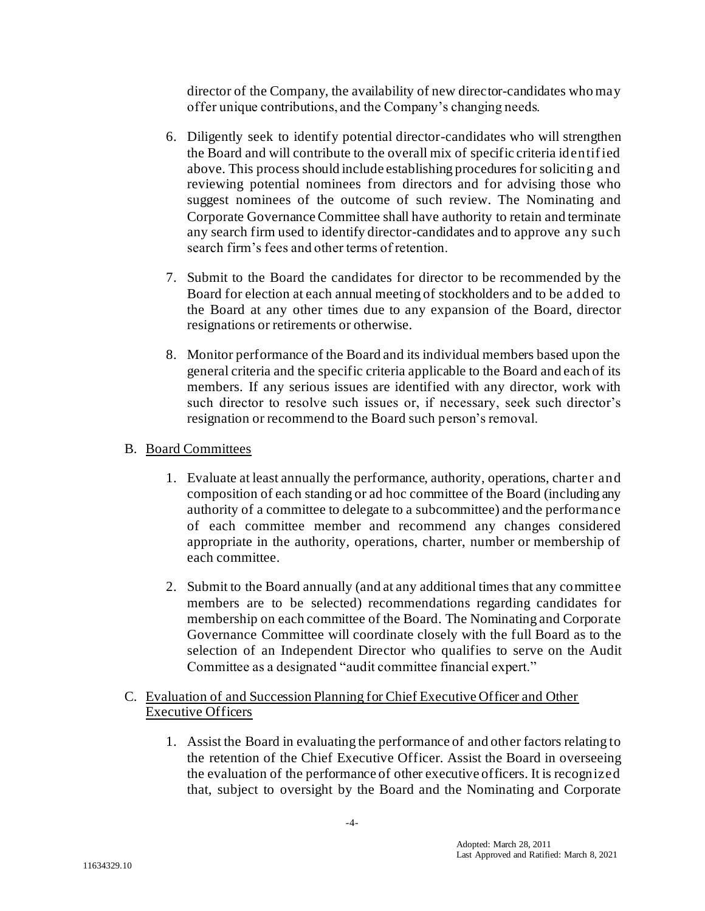director of the Company, the availability of new director-candidates who may offer unique contributions, and the Company's changing needs.

6. Diligently seek to identify potential director-candidates who will strengthen the Board and will contribute to the overall mix of specific criteria identified above. This process should include establishing procedures for soliciting and reviewing potential nominees from directors and for advising those who suggest nominees of the outcome of such review. The Nominating and Corporate Governance Committee shall have authority to retain and terminate any search firm used to identify director-candidates and to approve any such search firm's fees and other terms of retention.

7. Submit to the Board the candidates for director to be recommended by the Board for election at each annual meeting of stockholders and to be added to the Board at any other times due to any expansion of the Board, director resignations or retirements or otherwise.

8. Monitor performance of the Board and its individual members based upon the general criteria and the specific criteria applicable to the Board and each of its members. If any serious issues are identified with any director, work with such director to resolve such issues or, if necessary, seek such director's resignation or recommend to the Board such person's removal.

B. Board Committees

1. Evaluate at least annually the performance, authority, operations, charter and composition of each standing or ad hoc committee of the Board (including any authority of a committee to delegate to a subcommittee) and the performance of each committee member and recommend any changes considered appropriate in the authority, operations, charter, number or membership of each committee.

2. Submit to the Board annually (and at any additional times that any committee members are to be selected) recommendations regarding candidates for membership on each committee of the Board. The Nominating and Corporate Governance Committee will coordinate closely with the full Board as to the selection of an Independent Director who qualifies to serve on the Audit Committee as a designated "audit committee financial expert."

C. Evaluation of and Succession Planning for Chief Executive Officer and Other Executive Officers

1. Assist the Board in evaluating the performance of and other factors relating to the retention of the Chief Executive Officer. Assist the Board in overseeing the evaluation of the performance of other executive officers. It is recognized that, subject to oversight by the Board and the Nominating and Corporate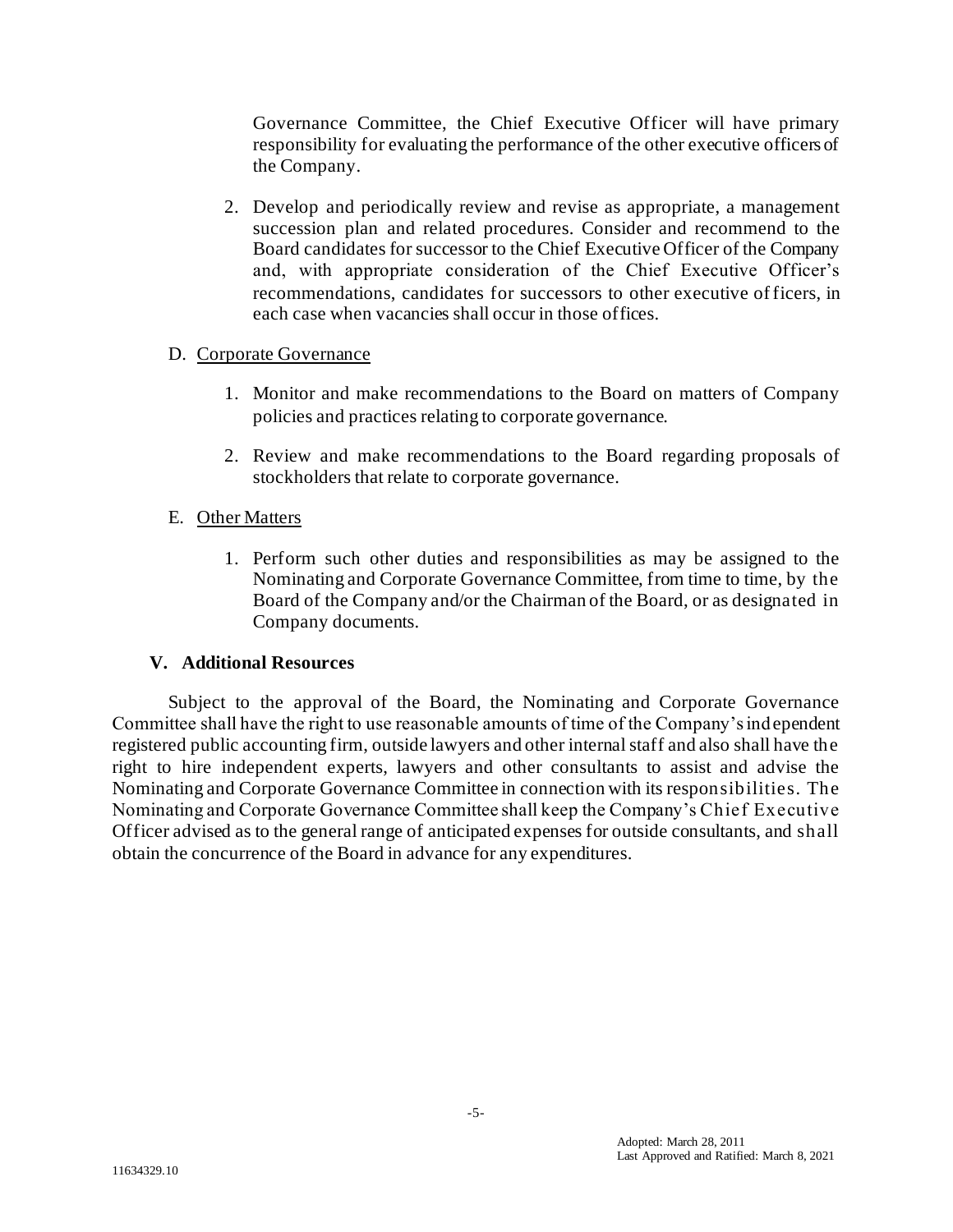Governance Committee, the Chief Executive Officer will have primary responsibility for evaluating the performance of the other executive officers of the Company.

2. Develop and periodically review and revise as appropriate, a management succession plan and related procedures. Consider and recommend to the Board candidates for successor to the Chief Executive Officer of the Company and, with appropriate consideration of the Chief Executive Officer's recommendations, candidates for successors to other executive officers, in each case when vacancies shall occur in those offices.

D. Corporate Governance

1. Monitor and make recommendations to the Board on matters of Company policies and practices relating to corporate governance.

2. Review and make recommendations to the Board regarding proposals of stockholders that relate to corporate governance.

E. Other Matters

1. Perform such other duties and responsibilities as may be assigned to the Nominating and Corporate Governance Committee, from time to time, by the Board of the Company and/or the Chairman of the Board, or as designated in Company documents.

## V. Additional Resources

Subject to the approval of the Board, the Nominating and Corporate Governance Committee shall have the right to use reasonable amounts of time of the Company's independent registered public accounting firm, outside lawyers and other internal staff and also shall have the right to hire independent experts, lawyers and other consultants to assist and advise the Nominating and Corporate Governance Committee in connection with its responsibilities. The Nominating and Corporate Governance Committee shall keep the Company's Chief Executive Officer advised as to the general range of anticipated expenses for outside consultants, and shall obtain the concurrence of the Board in advance for any expenditures.

Adopted: March 28, 2011
Last Approved and Ratified: March 8, 2021

11634329.10